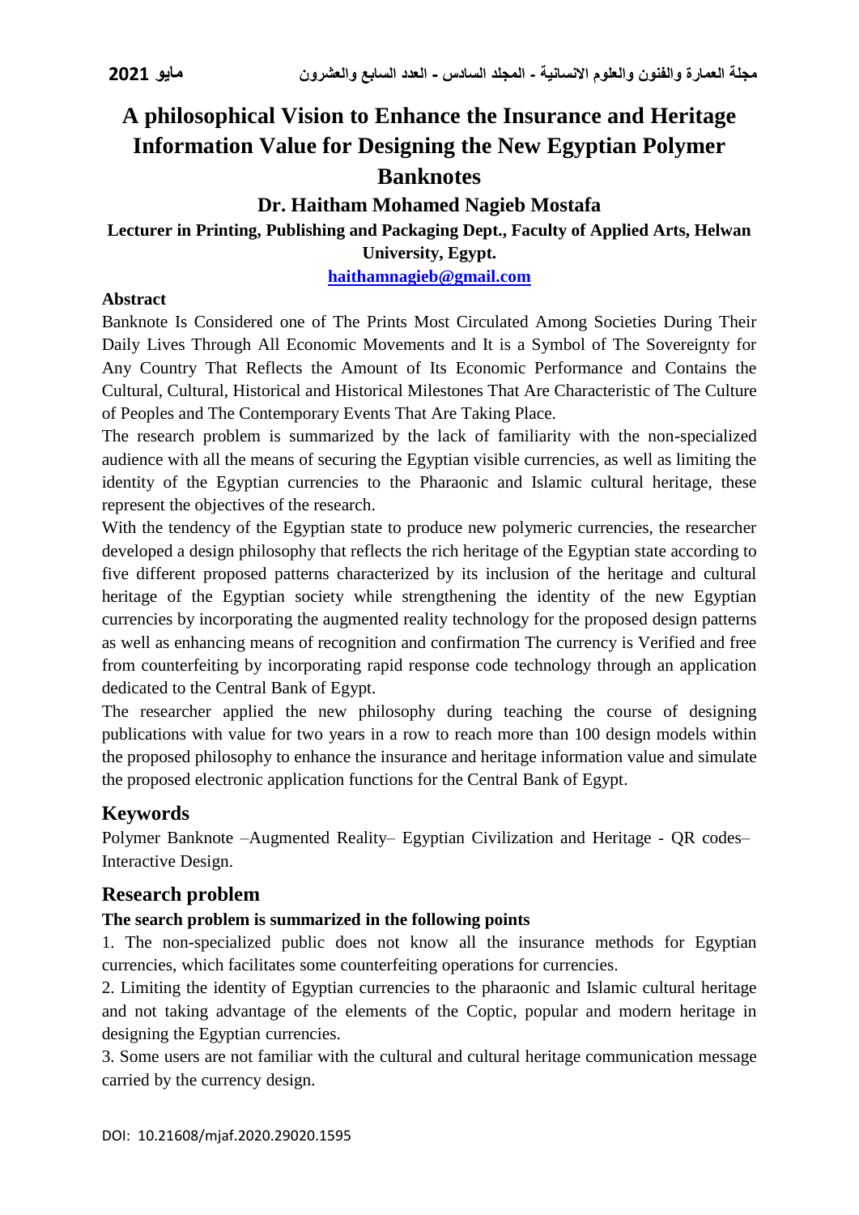# A philosophical Vision to Enhance the Insurance and Heritage Information Value for Designing the New Egyptian Polymer Banknotes

## Dr. Haitham Mohamed Nagieb Mostafa

**Lecturer in Printing, Publishing and Packaging Dept., Faculty of Applied Arts, Helwan University, Egypt.**

**haithamnagieb@gmail.com**

**Abstract**

Banknote Is Considered one of The Prints Most Circulated Among Societies During Their Daily Lives Through All Economic Movements and It is a Symbol of The Sovereignty for Any Country That Reflects the Amount of Its Economic Performance and Contains the Cultural, Cultural, Historical and Historical Milestones That Are Characteristic of The Culture of Peoples and The Contemporary Events That Are Taking Place.

The research problem is summarized by the lack of familiarity with the non-specialized audience with all the means of securing the Egyptian visible currencies, as well as limiting the identity of the Egyptian currencies to the Pharaonic and Islamic cultural heritage, these represent the objectives of the research.

With the tendency of the Egyptian state to produce new polymeric currencies, the researcher developed a design philosophy that reflects the rich heritage of the Egyptian state according to five different proposed patterns characterized by its inclusion of the heritage and cultural heritage of the Egyptian society while strengthening the identity of the new Egyptian currencies by incorporating the augmented reality technology for the proposed design patterns as well as enhancing means of recognition and confirmation The currency is Verified and free from counterfeiting by incorporating rapid response code technology through an application dedicated to the Central Bank of Egypt.

The researcher applied the new philosophy during teaching the course of designing publications with value for two years in a row to reach more than 100 design models within the proposed philosophy to enhance the insurance and heritage information value and simulate the proposed electronic application functions for the Central Bank of Egypt.

## Keywords

Polymer Banknote –Augmented Reality– Egyptian Civilization and Heritage - QR codes– Interactive Design.

## Research problem

**The search problem is summarized in the following points**

1. The non-specialized public does not know all the insurance methods for Egyptian currencies, which facilitates some counterfeiting operations for currencies.
2. Limiting the identity of Egyptian currencies to the pharaonic and Islamic cultural heritage and not taking advantage of the elements of the Coptic, popular and modern heritage in designing the Egyptian currencies.
3. Some users are not familiar with the cultural and cultural heritage communication message carried by the currency design.

DOI: 10.21608/mjaf.2020.29020.1595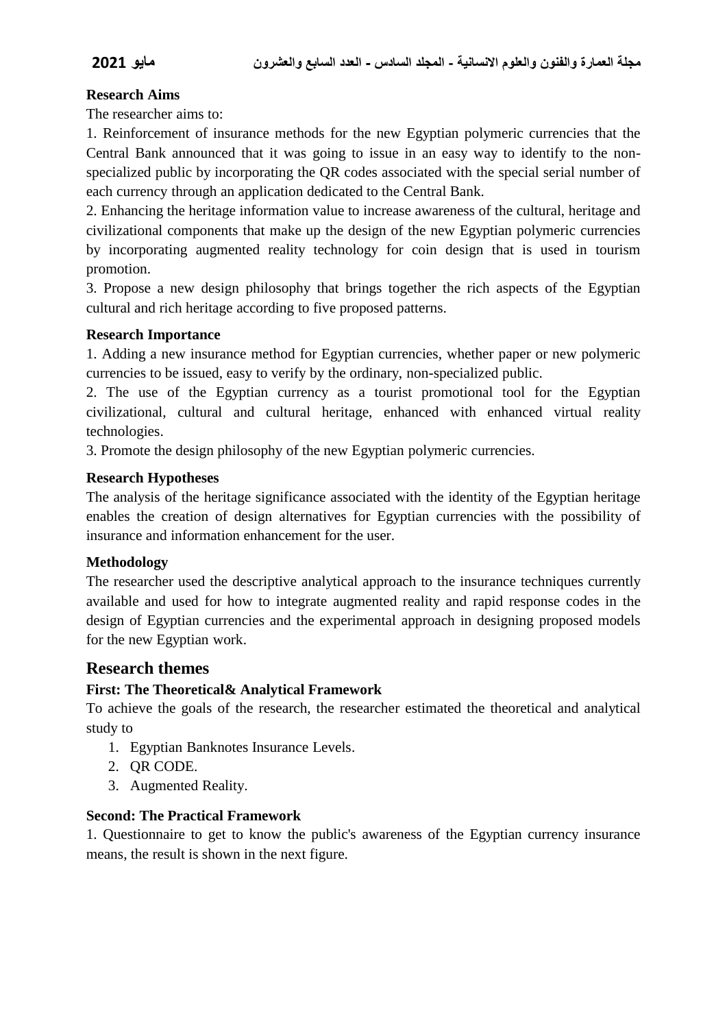**Research Aims**

The researcher aims to:

1. Reinforcement of insurance methods for the new Egyptian polymeric currencies that the Central Bank announced that it was going to issue in an easy way to identify to the non-specialized public by incorporating the QR codes associated with the special serial number of each currency through an application dedicated to the Central Bank.
2. Enhancing the heritage information value to increase awareness of the cultural, heritage and civilizational components that make up the design of the new Egyptian polymeric currencies by incorporating augmented reality technology for coin design that is used in tourism promotion.
3. Propose a new design philosophy that brings together the rich aspects of the Egyptian cultural and rich heritage according to five proposed patterns.

**Research Importance**

1. Adding a new insurance method for Egyptian currencies, whether paper or new polymeric currencies to be issued, easy to verify by the ordinary, non-specialized public.
2. The use of the Egyptian currency as a tourist promotional tool for the Egyptian civilizational, cultural and cultural heritage, enhanced with enhanced virtual reality technologies.
3. Promote the design philosophy of the new Egyptian polymeric currencies.

**Research Hypotheses**

The analysis of the heritage significance associated with the identity of the Egyptian heritage enables the creation of design alternatives for Egyptian currencies with the possibility of insurance and information enhancement for the user.

**Methodology**

The researcher used the descriptive analytical approach to the insurance techniques currently available and used for how to integrate augmented reality and rapid response codes in the design of Egyptian currencies and the experimental approach in designing proposed models for the new Egyptian work.

## Research themes

**First: The Theoretical& Analytical Framework**

To achieve the goals of the research, the researcher estimated the theoretical and analytical study to

1. Egyptian Banknotes Insurance Levels.
2. QR CODE.
3. Augmented Reality.

**Second: The Practical Framework**

1. Questionnaire to get to know the public's awareness of the Egyptian currency insurance means, the result is shown in the next figure.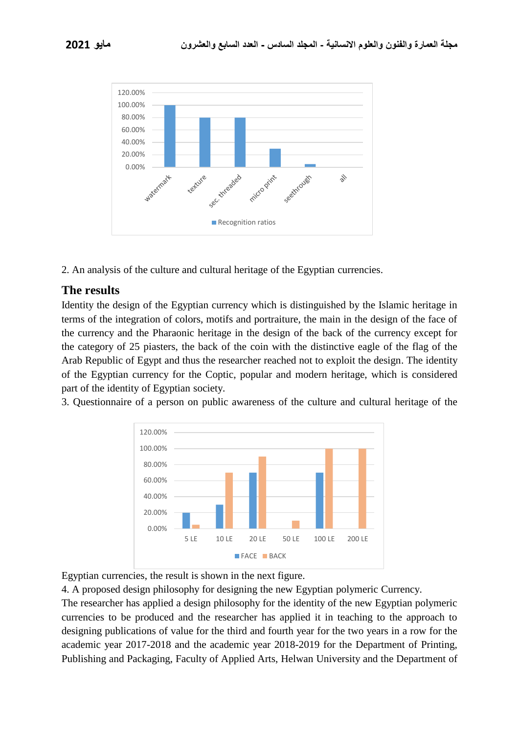2. An analysis of the culture and cultural heritage of the Egyptian currencies.

## The results

Identity the design of the Egyptian currency which is distinguished by the Islamic heritage in terms of the integration of colors, motifs and portraiture, the main in the design of the face of the currency and the Pharaonic heritage in the design of the back of the currency except for the category of 25 piasters, the back of the coin with the distinctive eagle of the flag of the Arab Republic of Egypt and thus the researcher reached not to exploit the design. The identity of the Egyptian currency for the Coptic, popular and modern heritage, which is considered part of the identity of Egyptian society.

3. Questionnaire of a person on public awareness of the culture and cultural heritage of the Egyptian currencies, the result is shown in the next figure.

4. A proposed design philosophy for designing the new Egyptian polymeric Currency.

The researcher has applied a design philosophy for the identity of the new Egyptian polymeric currencies to be produced and the researcher has applied it in teaching to the approach to designing publications of value for the third and fourth year for the two years in a row for the academic year 2017-2018 and the academic year 2018-2019 for the Department of Printing, Publishing and Packaging, Faculty of Applied Arts, Helwan University and the Department of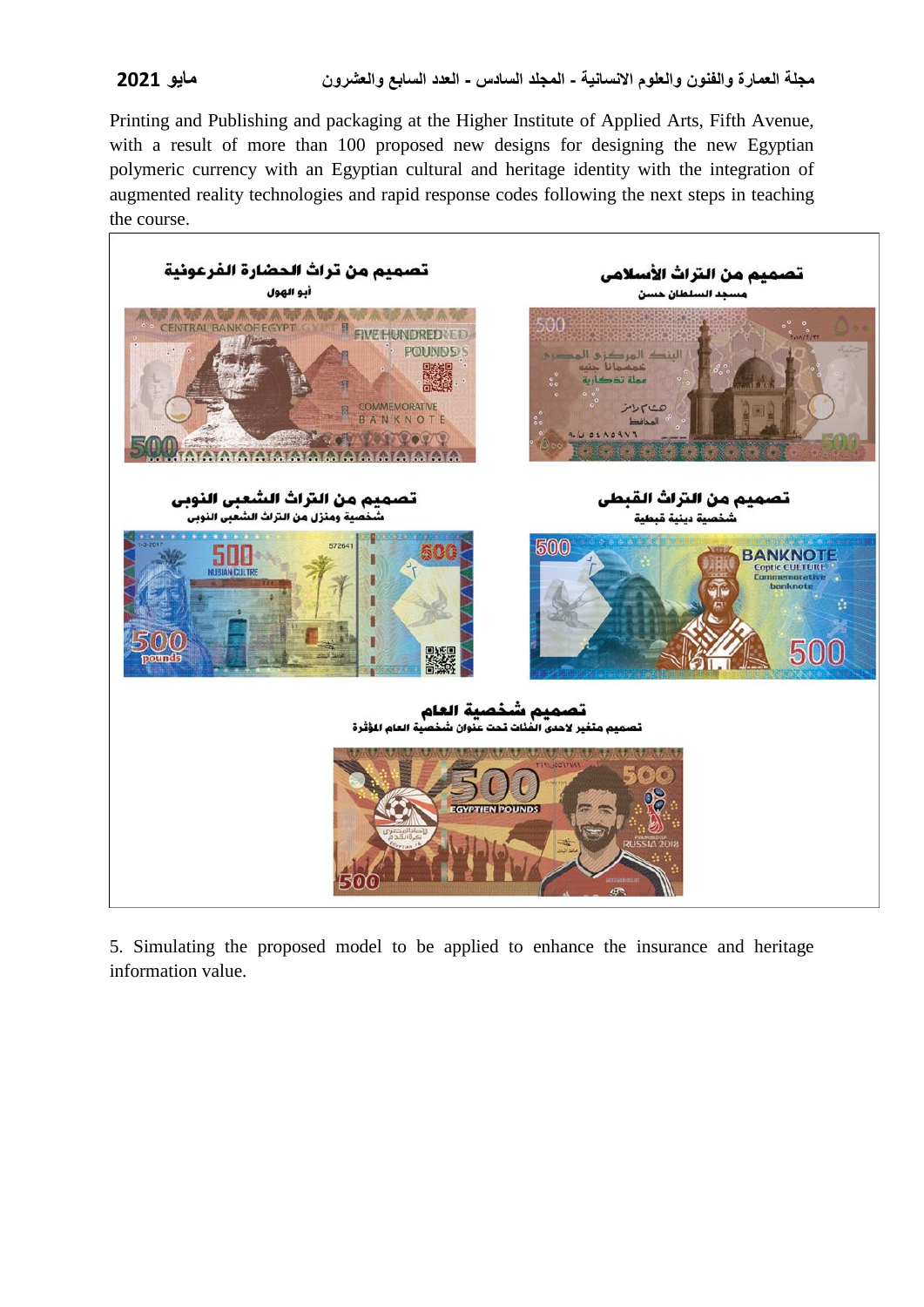Printing and Publishing and packaging at the Higher Institute of Applied Arts, Fifth Avenue, with a result of more than 100 proposed new designs for designing the new Egyptian polymeric currency with an Egyptian cultural and heritage identity with the integration of augmented reality technologies and rapid response codes following the next steps in teaching the course.

تصميم من التراث الأسلامى
مسجد السلطان حسن

تصميم من تراث الحضارة الفرعونية
أبو الهول

تصميم من التراث القبطى
شخصية دينية قبطية

تصميم من التراث الشعبى النوبى
شخصية ومنزل من التراث الشعبى النوبى

تصميم شخصية العام
تصميم متغير لاحدى الفئات تحت عنوان شخصية العام المؤثرة

5. Simulating the proposed model to be applied to enhance the insurance and heritage information value.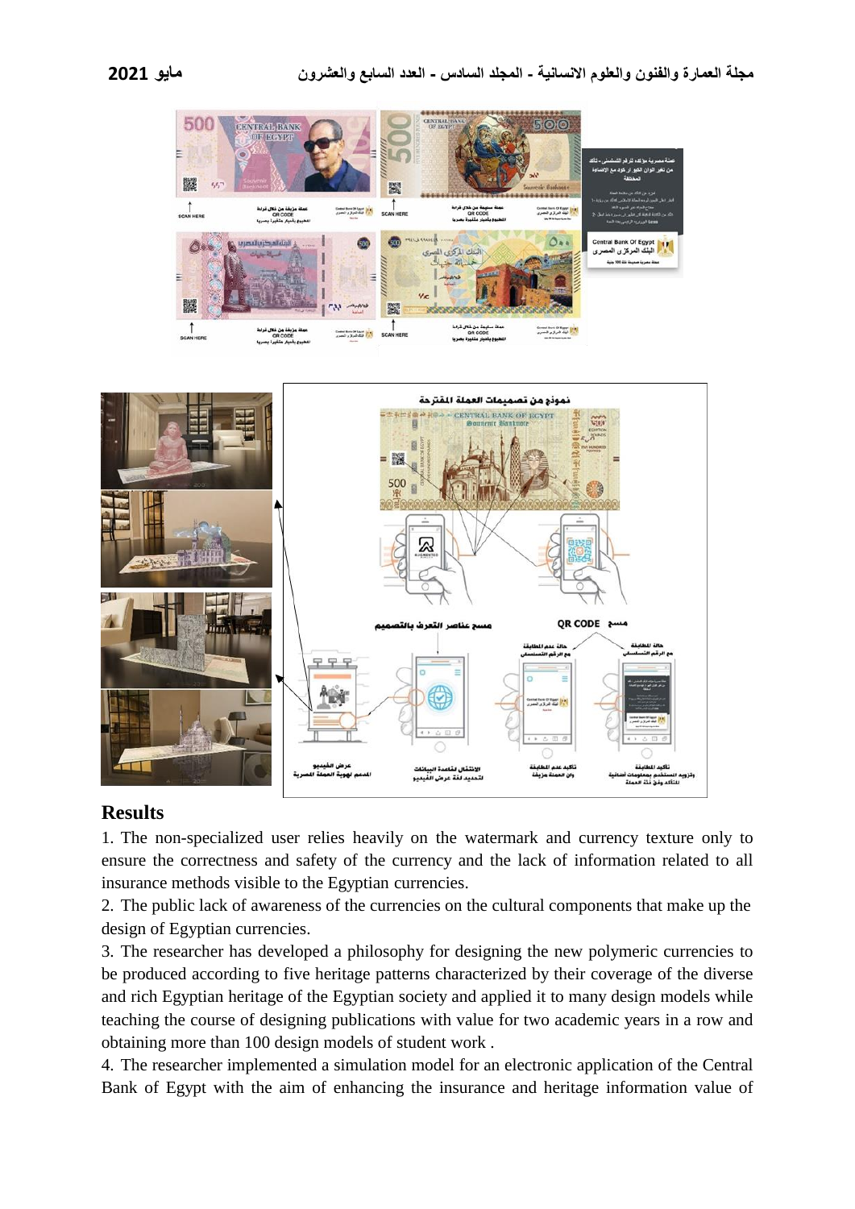## Results

1. The non-specialized user relies heavily on the watermark and currency texture only to ensure the correctness and safety of the currency and the lack of information related to all insurance methods visible to the Egyptian currencies.

2. The public lack of awareness of the currencies on the cultural components that make up the design of Egyptian currencies.

3. The researcher has developed a philosophy for designing the new polymeric currencies to be produced according to five heritage patterns characterized by their coverage of the diverse and rich Egyptian heritage of the Egyptian society and applied it to many design models while teaching the course of designing publications with value for two academic years in a row and obtaining more than 100 design models of student work .

4. The researcher implemented a simulation model for an electronic application of the Central Bank of Egypt with the aim of enhancing the insurance and heritage information value of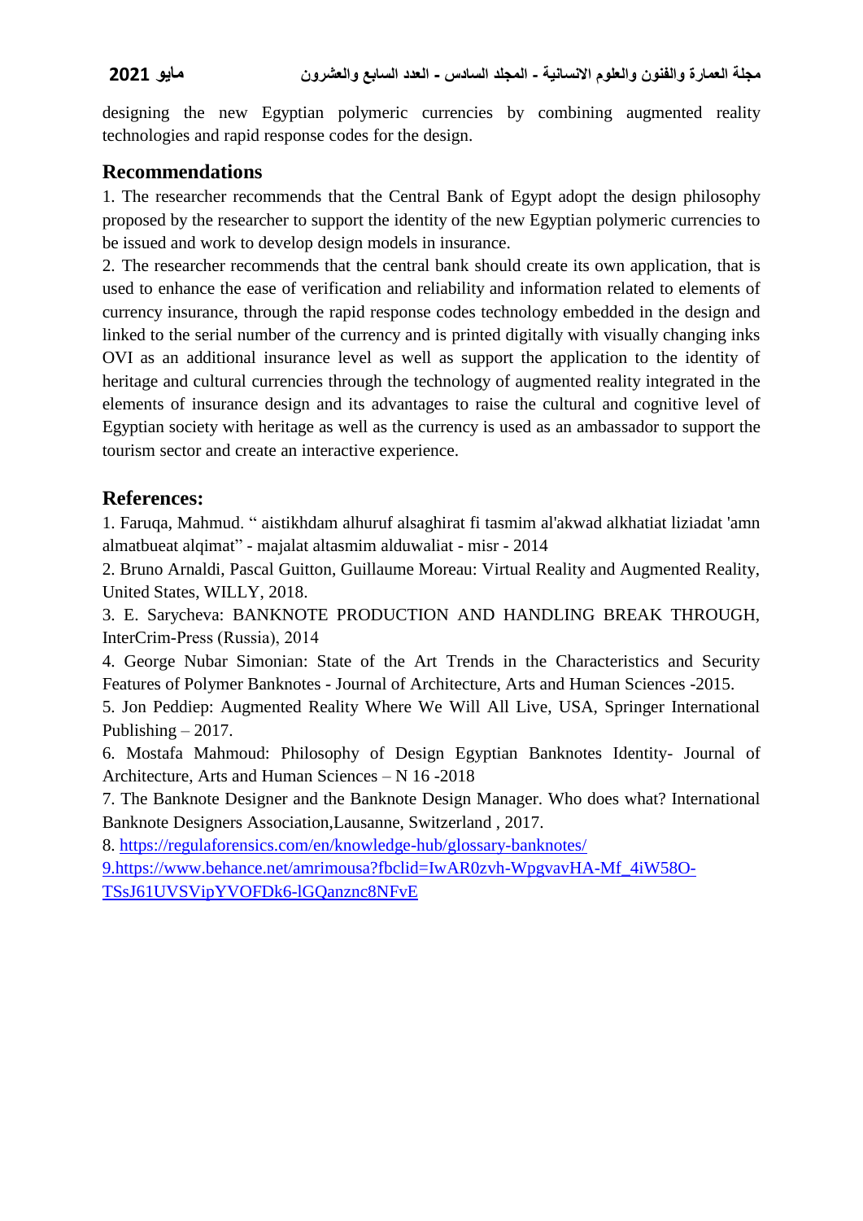designing the new Egyptian polymeric currencies by combining augmented reality technologies and rapid response codes for the design.

## Recommendations

1. The researcher recommends that the Central Bank of Egypt adopt the design philosophy proposed by the researcher to support the identity of the new Egyptian polymeric currencies to be issued and work to develop design models in insurance.
2. The researcher recommends that the central bank should create its own application, that is used to enhance the ease of verification and reliability and information related to elements of currency insurance, through the rapid response codes technology embedded in the design and linked to the serial number of the currency and is printed digitally with visually changing inks OVI as an additional insurance level as well as support the application to the identity of heritage and cultural currencies through the technology of augmented reality integrated in the elements of insurance design and its advantages to raise the cultural and cognitive level of Egyptian society with heritage as well as the currency is used as an ambassador to support the tourism sector and create an interactive experience.

## References:

1. Faruqa, Mahmud. " aistikhdam alhuruf alsaghirat fi tasmim al'akwad alkhatiat liziadat 'amn almatbueat alqimat" - majalat altasmim alduwaliat - misr - 2014
2. Bruno Arnaldi, Pascal Guitton, Guillaume Moreau: Virtual Reality and Augmented Reality, United States, WILLY, 2018.
3. E. Sarycheva: BANKNOTE PRODUCTION AND HANDLING BREAK THROUGH, InterCrim-Press (Russia), 2014
4. George Nubar Simonian: State of the Art Trends in the Characteristics and Security Features of Polymer Banknotes - Journal of Architecture, Arts and Human Sciences -2015.
5. Jon Peddiep: Augmented Reality Where We Will All Live, USA, Springer International Publishing – 2017.
6. Mostafa Mahmoud: Philosophy of Design Egyptian Banknotes Identity- Journal of Architecture, Arts and Human Sciences – N 16 -2018
7. The Banknote Designer and the Banknote Design Manager. Who does what? International Banknote Designers Association,Lausanne, Switzerland , 2017.
8. https://regulaforensics.com/en/knowledge-hub/glossary-banknotes/
9.https://www.behance.net/amrimousa?fbclid=IwAR0zvh-WpgvavHA-Mf_4iW58O-TSsJ61UVSVipYVOFDk6-lGQanznc8NFvE